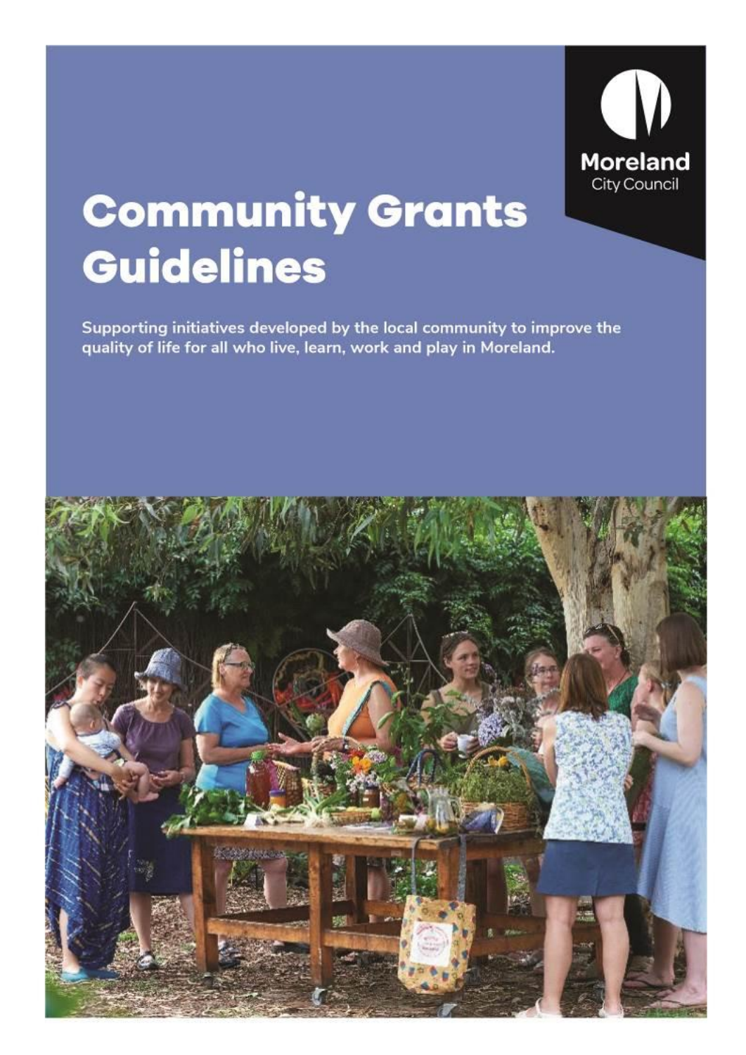Moreland
City Council

# Community Grants Guidelines

**Supporting initiatives developed by the local community to improve the quality of life for all who live, learn, work and play in Moreland.**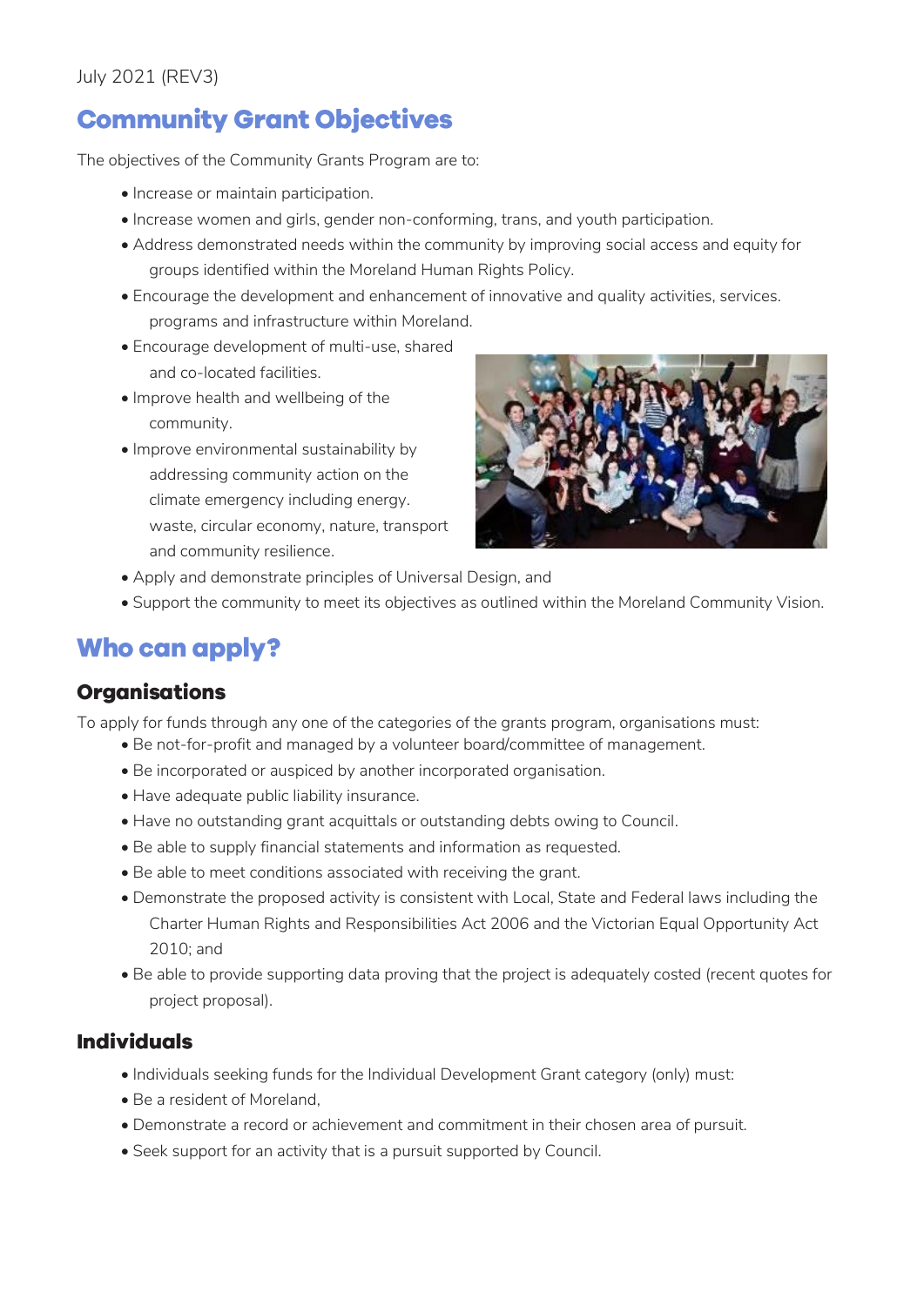July 2021 (REV3)

# Community Grant Objectives

The objectives of the Community Grants Program are to:

- Increase or maintain participation.
- Increase women and girls, gender non-conforming, trans, and youth participation.
- Address demonstrated needs within the community by improving social access and equity for groups identified within the Moreland Human Rights Policy.
- Encourage the development and enhancement of innovative and quality activities, services. programs and infrastructure within Moreland.
- Encourage development of multi-use, shared and co-located facilities.
- Improve health and wellbeing of the community.
- Improve environmental sustainability by addressing community action on the climate emergency including energy. waste, circular economy, nature, transport and community resilience.
- Apply and demonstrate principles of Universal Design, and
- Support the community to meet its objectives as outlined within the Moreland Community Vision.

# Who can apply?

## Organisations

To apply for funds through any one of the categories of the grants program, organisations must:

- Be not-for-profit and managed by a volunteer board/committee of management.
- Be incorporated or auspiced by another incorporated organisation.
- Have adequate public liability insurance.
- Have no outstanding grant acquittals or outstanding debts owing to Council.
- Be able to supply financial statements and information as requested.
- Be able to meet conditions associated with receiving the grant.
- Demonstrate the proposed activity is consistent with Local, State and Federal laws including the Charter Human Rights and Responsibilities Act 2006 and the Victorian Equal Opportunity Act 2010; and
- Be able to provide supporting data proving that the project is adequately costed (recent quotes for project proposal).

## Individuals

- Individuals seeking funds for the Individual Development Grant category (only) must:
- Be a resident of Moreland,
- Demonstrate a record or achievement and commitment in their chosen area of pursuit.
- Seek support for an activity that is a pursuit supported by Council.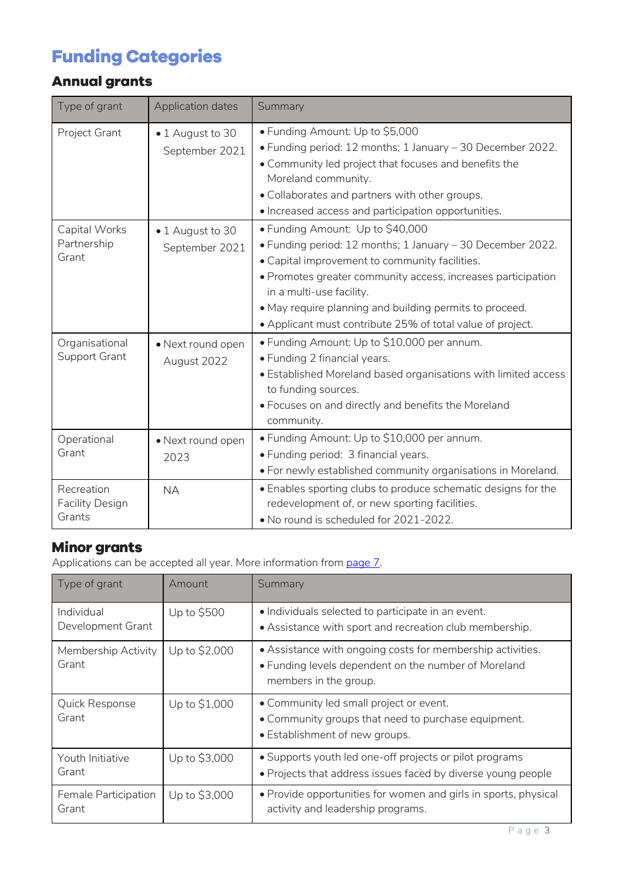# Funding Categories

## Annual grants

| Type of grant | Application dates | Summary |
|---|---|---|
| Project Grant | • 1 August to 30 September 2021 | • Funding Amount: Up to $5,000<br>• Funding period: 12 months; 1 January – 30 December 2022.<br>• Community led project that focuses and benefits the Moreland community.<br>• Collaborates and partners with other groups.<br>• Increased access and participation opportunities. |
| Capital Works Partnership Grant | • 1 August to 30 September 2021 | • Funding Amount: Up to $40,000<br>• Funding period: 12 months; 1 January – 30 December 2022.<br>• Capital improvement to community facilities.<br>• Promotes greater community access, increases participation in a multi-use facility.<br>• May require planning and building permits to proceed.<br>• Applicant must contribute 25% of total value of project. |
| Organisational Support Grant | • Next round open August 2022 | • Funding Amount: Up to $10,000 per annum.<br>• Funding 2 financial years.<br>• Established Moreland based organisations with limited access to funding sources.<br>• Focuses on and directly and benefits the Moreland community. |
| Operational Grant | • Next round open 2023 | • Funding Amount: Up to $10,000 per annum.<br>• Funding period: 3 financial years.<br>• For newly established community organisations in Moreland. |
| Recreation Facility Design Grants | NA | • Enables sporting clubs to produce schematic designs for the redevelopment of, or new sporting facilities.<br>• No round is scheduled for 2021-2022. |

## Minor grants

Applications can be accepted all year. More information from page 7.

| Type of grant | Amount | Summary |
|---|---|---|
| Individual Development Grant | Up to $500 | • Individuals selected to participate in an event.<br>• Assistance with sport and recreation club membership. |
| Membership Activity Grant | Up to $2,000 | • Assistance with ongoing costs for membership activities.<br>• Funding levels dependent on the number of Moreland members in the group. |
| Quick Response Grant | Up to $1,000 | • Community led small project or event.<br>• Community groups that need to purchase equipment.<br>• Establishment of new groups. |
| Youth Initiative Grant | Up to $3,000 | • Supports youth led one-off projects or pilot programs<br>• Projects that address issues faced by diverse young people |
| Female Participation Grant | Up to $3,000 | • Provide opportunities for women and girls in sports, physical activity and leadership programs. |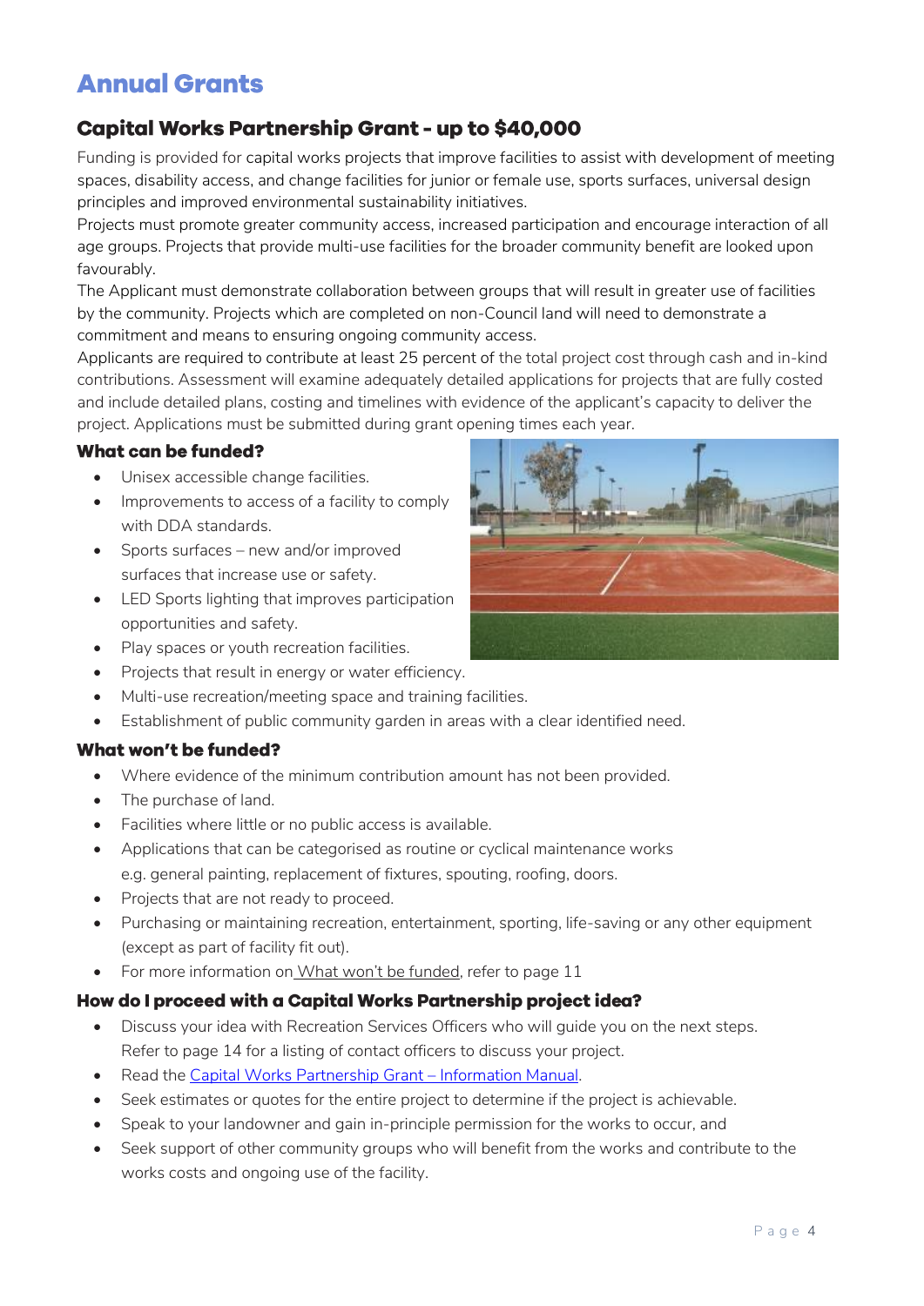# Annual Grants

## Capital Works Partnership Grant - up to $40,000

Funding is provided for capital works projects that improve facilities to assist with development of meeting spaces, disability access, and change facilities for junior or female use, sports surfaces, universal design principles and improved environmental sustainability initiatives.

Projects must promote greater community access, increased participation and encourage interaction of all age groups. Projects that provide multi-use facilities for the broader community benefit are looked upon favourably.

The Applicant must demonstrate collaboration between groups that will result in greater use of facilities by the community. Projects which are completed on non-Council land will need to demonstrate a commitment and means to ensuring ongoing community access.

Applicants are required to contribute at least 25 percent of the total project cost through cash and in-kind contributions. Assessment will examine adequately detailed applications for projects that are fully costed and include detailed plans, costing and timelines with evidence of the applicant's capacity to deliver the project. Applications must be submitted during grant opening times each year.

### What can be funded?

- Unisex accessible change facilities.
- Improvements to access of a facility to comply with DDA standards.
- Sports surfaces – new and/or improved surfaces that increase use or safety.
- LED Sports lighting that improves participation opportunities and safety.
- Play spaces or youth recreation facilities.
- Projects that result in energy or water efficiency.
- Multi-use recreation/meeting space and training facilities.
- Establishment of public community garden in areas with a clear identified need.

### What won't be funded?

- Where evidence of the minimum contribution amount has not been provided.
- The purchase of land.
- Facilities where little or no public access is available.
- Applications that can be categorised as routine or cyclical maintenance works e.g. general painting, replacement of fixtures, spouting, roofing, doors.
- Projects that are not ready to proceed.
- Purchasing or maintaining recreation, entertainment, sporting, life-saving or any other equipment (except as part of facility fit out).
- For more information on What won't be funded, refer to page 11

### How do I proceed with a Capital Works Partnership project idea?

- Discuss your idea with Recreation Services Officers who will guide you on the next steps. Refer to page 14 for a listing of contact officers to discuss your project.
- Read the Capital Works Partnership Grant – Information Manual.
- Seek estimates or quotes for the entire project to determine if the project is achievable.
- Speak to your landowner and gain in-principle permission for the works to occur, and
- Seek support of other community groups who will benefit from the works and contribute to the works costs and ongoing use of the facility.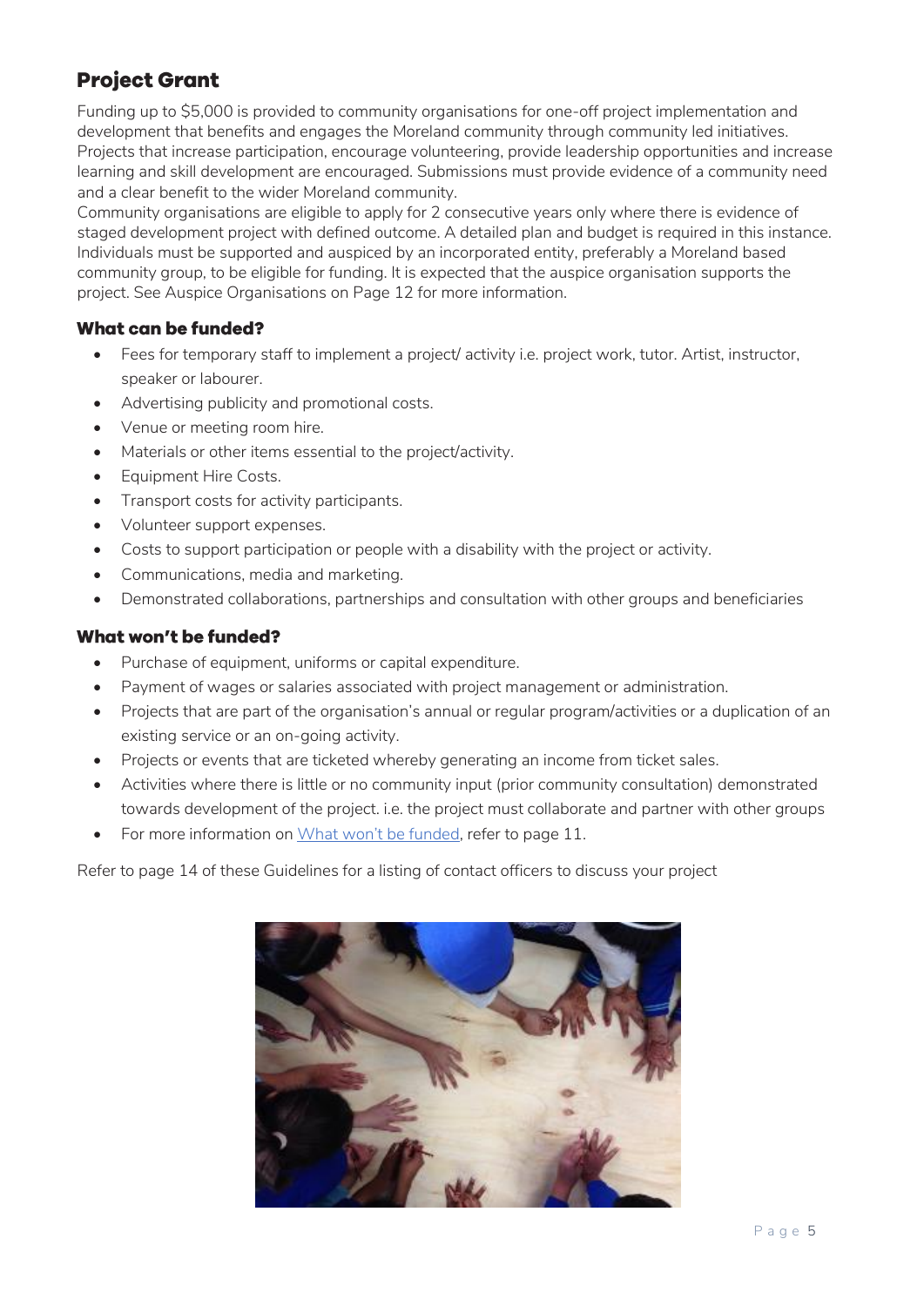## Project Grant

Funding up to $5,000 is provided to community organisations for one-off project implementation and development that benefits and engages the Moreland community through community led initiatives. Projects that increase participation, encourage volunteering, provide leadership opportunities and increase learning and skill development are encouraged. Submissions must provide evidence of a community need and a clear benefit to the wider Moreland community.

Community organisations are eligible to apply for 2 consecutive years only where there is evidence of staged development project with defined outcome. A detailed plan and budget is required in this instance. Individuals must be supported and auspiced by an incorporated entity, preferably a Moreland based community group, to be eligible for funding. It is expected that the auspice organisation supports the project. See Auspice Organisations on Page 12 for more information.

### What can be funded?

- Fees for temporary staff to implement a project/ activity i.e. project work, tutor. Artist, instructor, speaker or labourer.
- Advertising publicity and promotional costs.
- Venue or meeting room hire.
- Materials or other items essential to the project/activity.
- Equipment Hire Costs.
- Transport costs for activity participants.
- Volunteer support expenses.
- Costs to support participation or people with a disability with the project or activity.
- Communications, media and marketing.
- Demonstrated collaborations, partnerships and consultation with other groups and beneficiaries

### What won't be funded?

- Purchase of equipment, uniforms or capital expenditure.
- Payment of wages or salaries associated with project management or administration.
- Projects that are part of the organisation's annual or regular program/activities or a duplication of an existing service or an on-going activity.
- Projects or events that are ticketed whereby generating an income from ticket sales.
- Activities where there is little or no community input (prior community consultation) demonstrated towards development of the project. i.e. the project must collaborate and partner with other groups
- For more information on What won't be funded, refer to page 11.

Refer to page 14 of these Guidelines for a listing of contact officers to discuss your project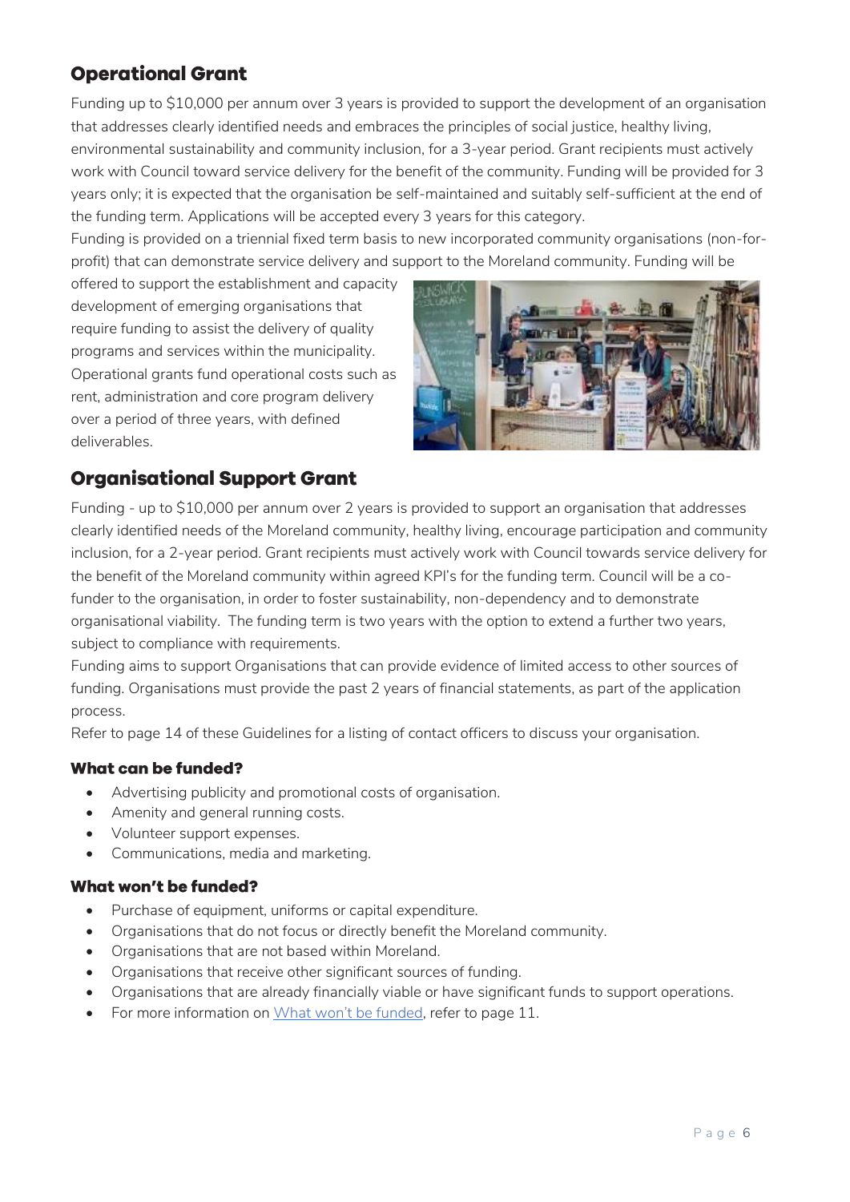## Operational Grant

Funding up to $10,000 per annum over 3 years is provided to support the development of an organisation that addresses clearly identified needs and embraces the principles of social justice, healthy living, environmental sustainability and community inclusion, for a 3-year period. Grant recipients must actively work with Council toward service delivery for the benefit of the community. Funding will be provided for 3 years only; it is expected that the organisation be self-maintained and suitably self-sufficient at the end of the funding term. Applications will be accepted every 3 years for this category.

Funding is provided on a triennial fixed term basis to new incorporated community organisations (non-for-profit) that can demonstrate service delivery and support to the Moreland community. Funding will be offered to support the establishment and capacity development of emerging organisations that require funding to assist the delivery of quality programs and services within the municipality. Operational grants fund operational costs such as rent, administration and core program delivery over a period of three years, with defined deliverables.

## Organisational Support Grant

Funding - up to $10,000 per annum over 2 years is provided to support an organisation that addresses clearly identified needs of the Moreland community, healthy living, encourage participation and community inclusion, for a 2-year period. Grant recipients must actively work with Council towards service delivery for the benefit of the Moreland community within agreed KPI's for the funding term. Council will be a co-funder to the organisation, in order to foster sustainability, non-dependency and to demonstrate organisational viability. The funding term is two years with the option to extend a further two years, subject to compliance with requirements.

Funding aims to support Organisations that can provide evidence of limited access to other sources of funding. Organisations must provide the past 2 years of financial statements, as part of the application process.

Refer to page 14 of these Guidelines for a listing of contact officers to discuss your organisation.

### What can be funded?

- Advertising publicity and promotional costs of organisation.
- Amenity and general running costs.
- Volunteer support expenses.
- Communications, media and marketing.

### What won't be funded?

- Purchase of equipment, uniforms or capital expenditure.
- Organisations that do not focus or directly benefit the Moreland community.
- Organisations that are not based within Moreland.
- Organisations that receive other significant sources of funding.
- Organisations that are already financially viable or have significant funds to support operations.
- For more information on What won't be funded, refer to page 11.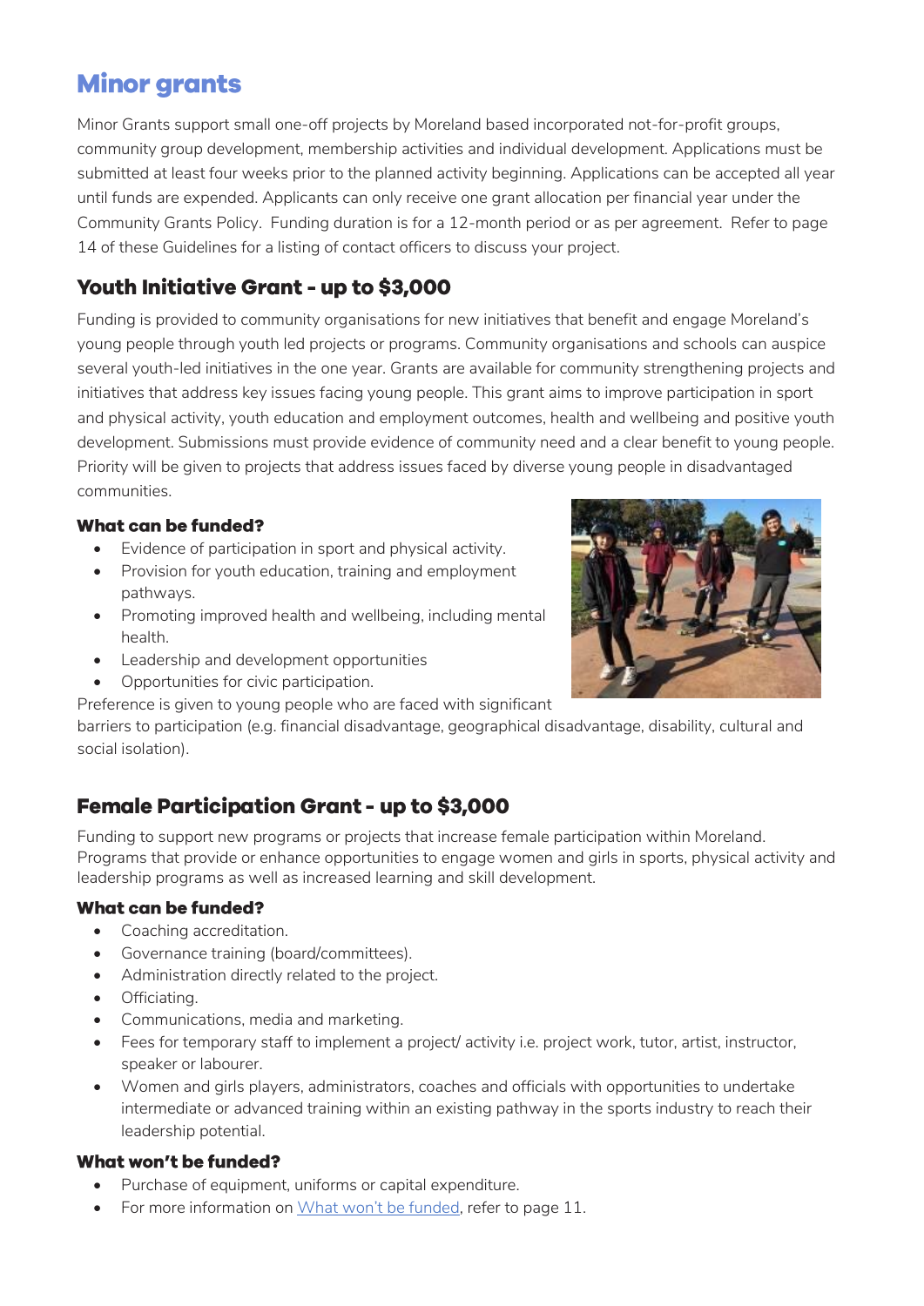# Minor grants

Minor Grants support small one-off projects by Moreland based incorporated not-for-profit groups, community group development, membership activities and individual development. Applications must be submitted at least four weeks prior to the planned activity beginning. Applications can be accepted all year until funds are expended. Applicants can only receive one grant allocation per financial year under the Community Grants Policy. Funding duration is for a 12-month period or as per agreement. Refer to page 14 of these Guidelines for a listing of contact officers to discuss your project.

## Youth Initiative Grant - up to $3,000

Funding is provided to community organisations for new initiatives that benefit and engage Moreland's young people through youth led projects or programs. Community organisations and schools can auspice several youth-led initiatives in the one year. Grants are available for community strengthening projects and initiatives that address key issues facing young people. This grant aims to improve participation in sport and physical activity, youth education and employment outcomes, health and wellbeing and positive youth development. Submissions must provide evidence of community need and a clear benefit to young people. Priority will be given to projects that address issues faced by diverse young people in disadvantaged communities.

### What can be funded?

- Evidence of participation in sport and physical activity.
- Provision for youth education, training and employment pathways.
- Promoting improved health and wellbeing, including mental health.
- Leadership and development opportunities
- Opportunities for civic participation.

Preference is given to young people who are faced with significant barriers to participation (e.g. financial disadvantage, geographical disadvantage, disability, cultural and social isolation).

## Female Participation Grant - up to $3,000

Funding to support new programs or projects that increase female participation within Moreland. Programs that provide or enhance opportunities to engage women and girls in sports, physical activity and leadership programs as well as increased learning and skill development.

### What can be funded?

- Coaching accreditation.
- Governance training (board/committees).
- Administration directly related to the project.
- Officiating.
- Communications, media and marketing.
- Fees for temporary staff to implement a project/ activity i.e. project work, tutor, artist, instructor, speaker or labourer.
- Women and girls players, administrators, coaches and officials with opportunities to undertake intermediate or advanced training within an existing pathway in the sports industry to reach their leadership potential.

### What won't be funded?

- Purchase of equipment, uniforms or capital expenditure.
- For more information on What won't be funded, refer to page 11.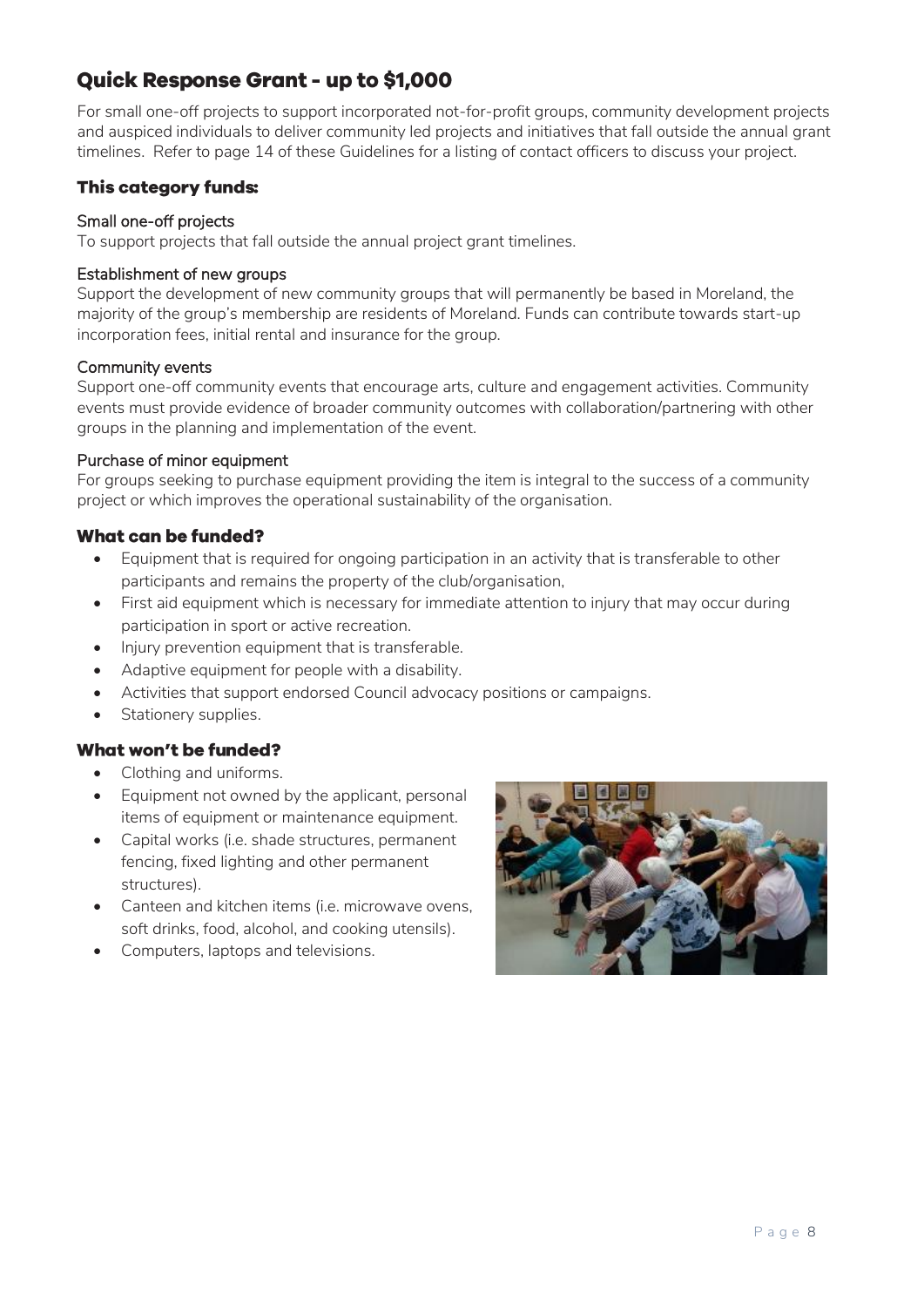## Quick Response Grant - up to $1,000

For small one-off projects to support incorporated not-for-profit groups, community development projects and auspiced individuals to deliver community led projects and initiatives that fall outside the annual grant timelines. Refer to page 14 of these Guidelines for a listing of contact officers to discuss your project.

### This category funds:

Small one-off projects
To support projects that fall outside the annual project grant timelines.

Establishment of new groups
Support the development of new community groups that will permanently be based in Moreland, the majority of the group's membership are residents of Moreland. Funds can contribute towards start-up incorporation fees, initial rental and insurance for the group.

Community events
Support one-off community events that encourage arts, culture and engagement activities. Community events must provide evidence of broader community outcomes with collaboration/partnering with other groups in the planning and implementation of the event.

Purchase of minor equipment
For groups seeking to purchase equipment providing the item is integral to the success of a community project or which improves the operational sustainability of the organisation.

### What can be funded?

- Equipment that is required for ongoing participation in an activity that is transferable to other participants and remains the property of the club/organisation,
- First aid equipment which is necessary for immediate attention to injury that may occur during participation in sport or active recreation.
- Injury prevention equipment that is transferable.
- Adaptive equipment for people with a disability.
- Activities that support endorsed Council advocacy positions or campaigns.
- Stationery supplies.

### What won't be funded?

- Clothing and uniforms.
- Equipment not owned by the applicant, personal items of equipment or maintenance equipment.
- Capital works (i.e. shade structures, permanent fencing, fixed lighting and other permanent structures).
- Canteen and kitchen items (i.e. microwave ovens, soft drinks, food, alcohol, and cooking utensils).
- Computers, laptops and televisions.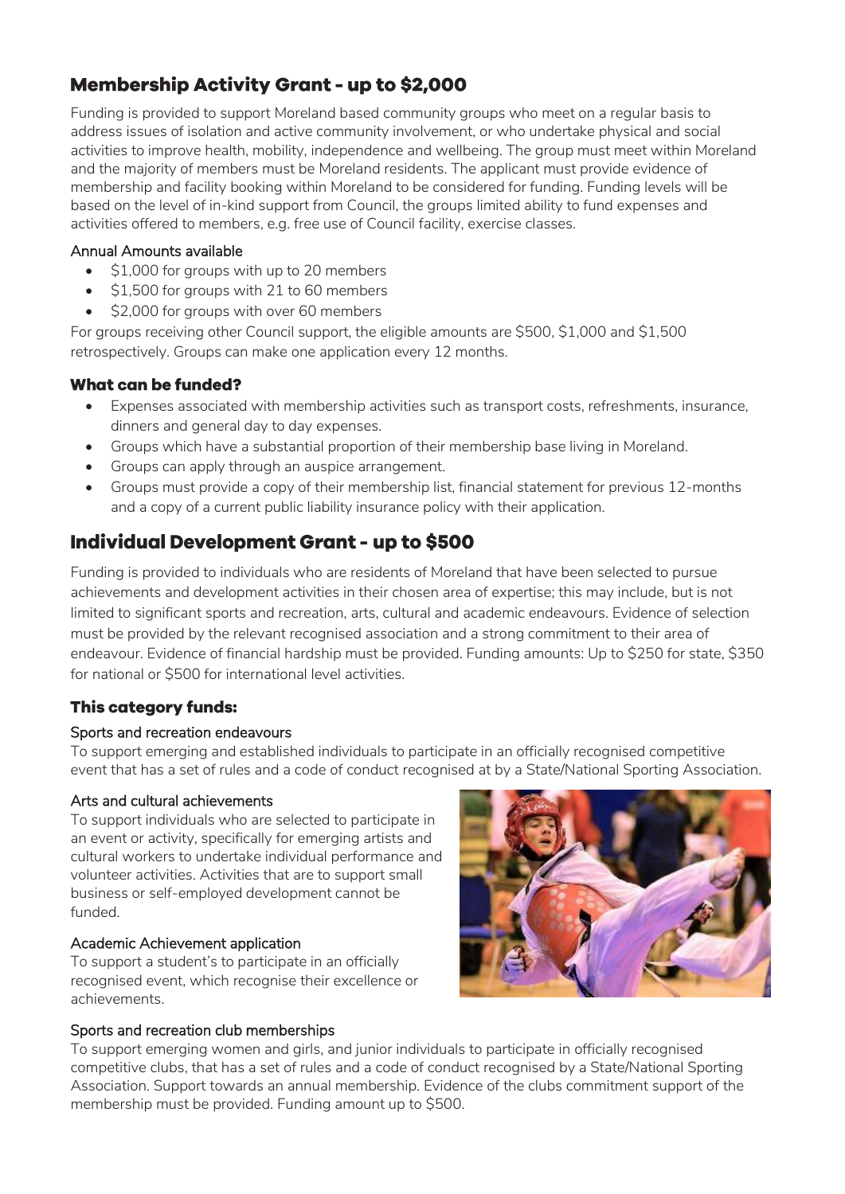## Membership Activity Grant - up to $2,000

Funding is provided to support Moreland based community groups who meet on a regular basis to address issues of isolation and active community involvement, or who undertake physical and social activities to improve health, mobility, independence and wellbeing. The group must meet within Moreland and the majority of members must be Moreland residents. The applicant must provide evidence of membership and facility booking within Moreland to be considered for funding. Funding levels will be based on the level of in-kind support from Council, the groups limited ability to fund expenses and activities offered to members, e.g. free use of Council facility, exercise classes.

#### Annual Amounts available

- $1,000 for groups with up to 20 members
- $1,500 for groups with 21 to 60 members
- $2,000 for groups with over 60 members

For groups receiving other Council support, the eligible amounts are $500, $1,000 and $1,500 retrospectively. Groups can make one application every 12 months.

### What can be funded?

- Expenses associated with membership activities such as transport costs, refreshments, insurance, dinners and general day to day expenses.
- Groups which have a substantial proportion of their membership base living in Moreland.
- Groups can apply through an auspice arrangement.
- Groups must provide a copy of their membership list, financial statement for previous 12-months and a copy of a current public liability insurance policy with their application.

## Individual Development Grant - up to $500

Funding is provided to individuals who are residents of Moreland that have been selected to pursue achievements and development activities in their chosen area of expertise; this may include, but is not limited to significant sports and recreation, arts, cultural and academic endeavours. Evidence of selection must be provided by the relevant recognised association and a strong commitment to their area of endeavour. Evidence of financial hardship must be provided. Funding amounts: Up to $250 for state, $350 for national or $500 for international level activities.

### This category funds:

#### Sports and recreation endeavours

To support emerging and established individuals to participate in an officially recognised competitive event that has a set of rules and a code of conduct recognised at by a State/National Sporting Association.

#### Arts and cultural achievements

To support individuals who are selected to participate in an event or activity, specifically for emerging artists and cultural workers to undertake individual performance and volunteer activities. Activities that are to support small business or self-employed development cannot be funded.

#### Academic Achievement application

To support a student's to participate in an officially recognised event, which recognise their excellence or achievements.

#### Sports and recreation club memberships

To support emerging women and girls, and junior individuals to participate in officially recognised competitive clubs, that has a set of rules and a code of conduct recognised by a State/National Sporting Association. Support towards an annual membership. Evidence of the clubs commitment support of the membership must be provided. Funding amount up to $500.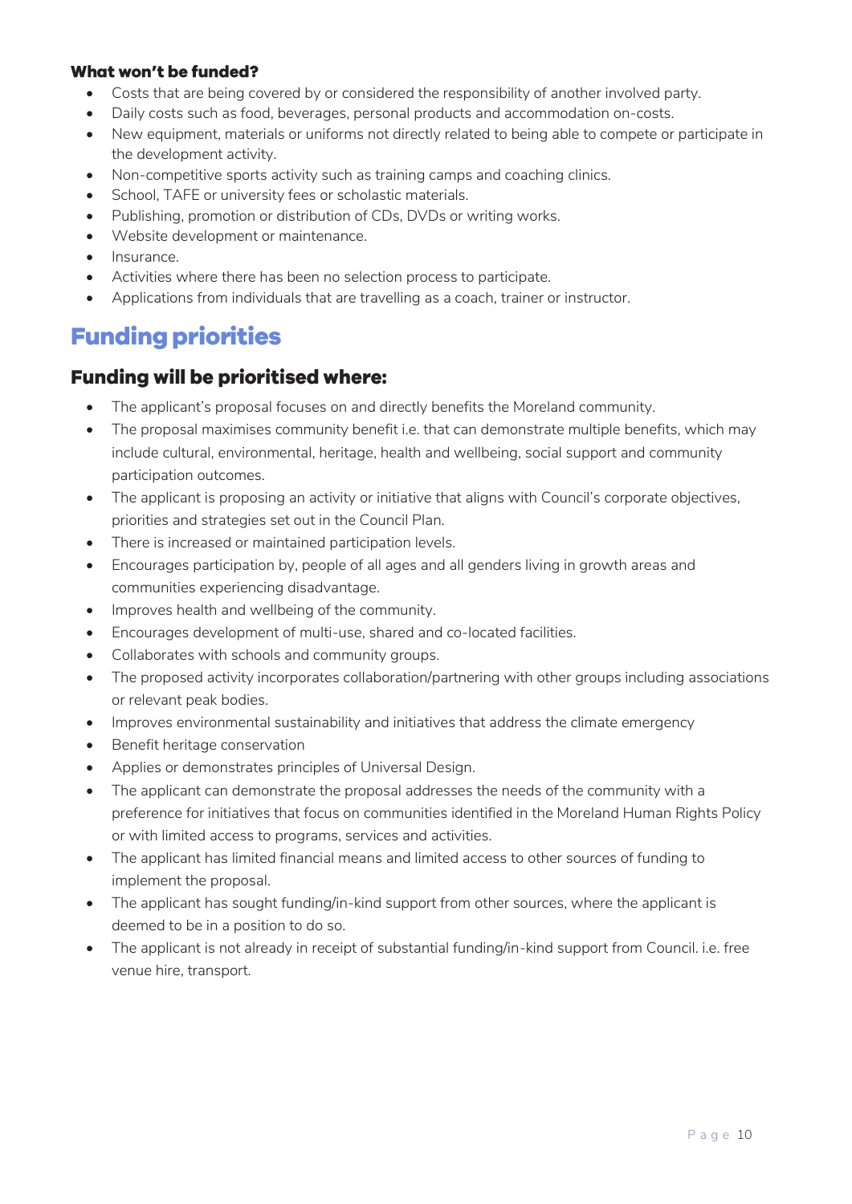#### What won't be funded?

- Costs that are being covered by or considered the responsibility of another involved party.
- Daily costs such as food, beverages, personal products and accommodation on-costs.
- New equipment, materials or uniforms not directly related to being able to compete or participate in the development activity.
- Non-competitive sports activity such as training camps and coaching clinics.
- School, TAFE or university fees or scholastic materials.
- Publishing, promotion or distribution of CDs, DVDs or writing works.
- Website development or maintenance.
- Insurance.
- Activities where there has been no selection process to participate.
- Applications from individuals that are travelling as a coach, trainer or instructor.

# Funding priorities

## Funding will be prioritised where:

- The applicant's proposal focuses on and directly benefits the Moreland community.
- The proposal maximises community benefit i.e. that can demonstrate multiple benefits, which may include cultural, environmental, heritage, health and wellbeing, social support and community participation outcomes.
- The applicant is proposing an activity or initiative that aligns with Council's corporate objectives, priorities and strategies set out in the Council Plan.
- There is increased or maintained participation levels.
- Encourages participation by, people of all ages and all genders living in growth areas and communities experiencing disadvantage.
- Improves health and wellbeing of the community.
- Encourages development of multi-use, shared and co-located facilities.
- Collaborates with schools and community groups.
- The proposed activity incorporates collaboration/partnering with other groups including associations or relevant peak bodies.
- Improves environmental sustainability and initiatives that address the climate emergency
- Benefit heritage conservation
- Applies or demonstrates principles of Universal Design.
- The applicant can demonstrate the proposal addresses the needs of the community with a preference for initiatives that focus on communities identified in the Moreland Human Rights Policy or with limited access to programs, services and activities.
- The applicant has limited financial means and limited access to other sources of funding to implement the proposal.
- The applicant has sought funding/in-kind support from other sources, where the applicant is deemed to be in a position to do so.
- The applicant is not already in receipt of substantial funding/in-kind support from Council. i.e. free venue hire, transport.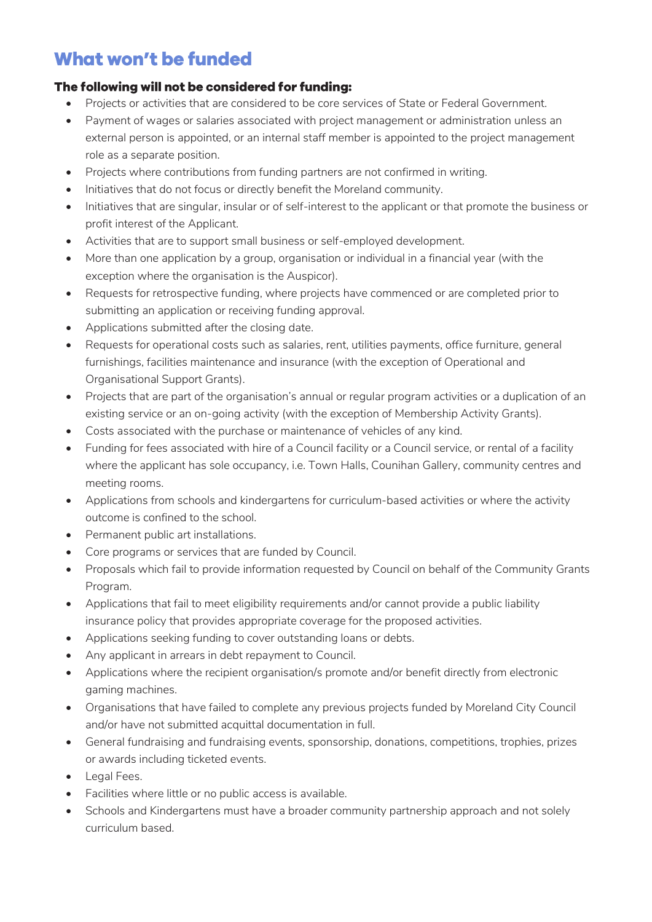## What won't be funded

### The following will not be considered for funding:

- Projects or activities that are considered to be core services of State or Federal Government.
- Payment of wages or salaries associated with project management or administration unless an external person is appointed, or an internal staff member is appointed to the project management role as a separate position.
- Projects where contributions from funding partners are not confirmed in writing.
- Initiatives that do not focus or directly benefit the Moreland community.
- Initiatives that are singular, insular or of self-interest to the applicant or that promote the business or profit interest of the Applicant.
- Activities that are to support small business or self-employed development.
- More than one application by a group, organisation or individual in a financial year (with the exception where the organisation is the Auspicor).
- Requests for retrospective funding, where projects have commenced or are completed prior to submitting an application or receiving funding approval.
- Applications submitted after the closing date.
- Requests for operational costs such as salaries, rent, utilities payments, office furniture, general furnishings, facilities maintenance and insurance (with the exception of Operational and Organisational Support Grants).
- Projects that are part of the organisation's annual or regular program activities or a duplication of an existing service or an on-going activity (with the exception of Membership Activity Grants).
- Costs associated with the purchase or maintenance of vehicles of any kind.
- Funding for fees associated with hire of a Council facility or a Council service, or rental of a facility where the applicant has sole occupancy, i.e. Town Halls, Counihan Gallery, community centres and meeting rooms.
- Applications from schools and kindergartens for curriculum-based activities or where the activity outcome is confined to the school.
- Permanent public art installations.
- Core programs or services that are funded by Council.
- Proposals which fail to provide information requested by Council on behalf of the Community Grants Program.
- Applications that fail to meet eligibility requirements and/or cannot provide a public liability insurance policy that provides appropriate coverage for the proposed activities.
- Applications seeking funding to cover outstanding loans or debts.
- Any applicant in arrears in debt repayment to Council.
- Applications where the recipient organisation/s promote and/or benefit directly from electronic gaming machines.
- Organisations that have failed to complete any previous projects funded by Moreland City Council and/or have not submitted acquittal documentation in full.
- General fundraising and fundraising events, sponsorship, donations, competitions, trophies, prizes or awards including ticketed events.
- Legal Fees.
- Facilities where little or no public access is available.
- Schools and Kindergartens must have a broader community partnership approach and not solely curriculum based.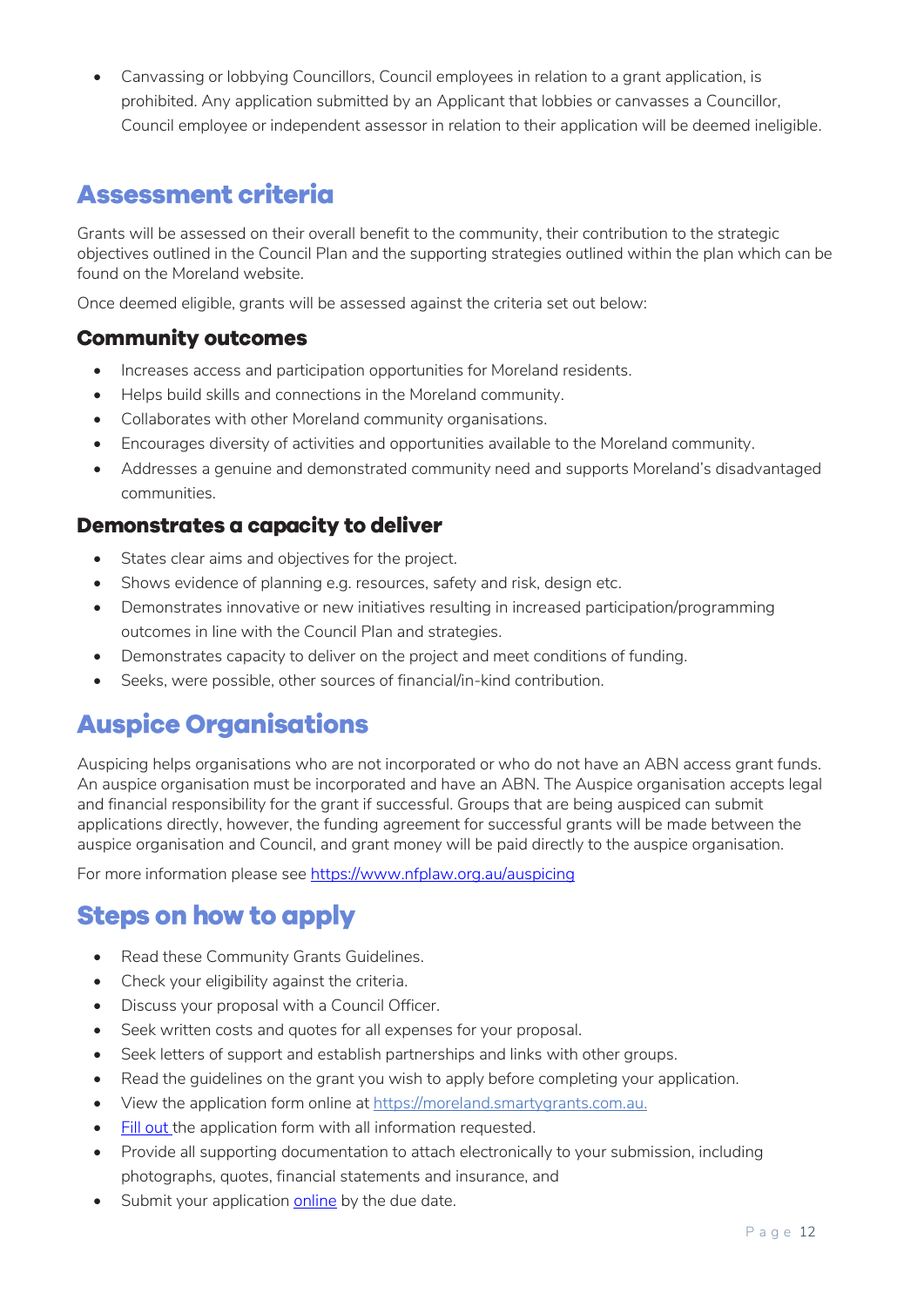- Canvassing or lobbying Councillors, Council employees in relation to a grant application, is prohibited. Any application submitted by an Applicant that lobbies or canvasses a Councillor, Council employee or independent assessor in relation to their application will be deemed ineligible.

## Assessment criteria

Grants will be assessed on their overall benefit to the community, their contribution to the strategic objectives outlined in the Council Plan and the supporting strategies outlined within the plan which can be found on the Moreland website.

Once deemed eligible, grants will be assessed against the criteria set out below:

### Community outcomes

- Increases access and participation opportunities for Moreland residents.
- Helps build skills and connections in the Moreland community.
- Collaborates with other Moreland community organisations.
- Encourages diversity of activities and opportunities available to the Moreland community.
- Addresses a genuine and demonstrated community need and supports Moreland's disadvantaged communities.

### Demonstrates a capacity to deliver

- States clear aims and objectives for the project.
- Shows evidence of planning e.g. resources, safety and risk, design etc.
- Demonstrates innovative or new initiatives resulting in increased participation/programming outcomes in line with the Council Plan and strategies.
- Demonstrates capacity to deliver on the project and meet conditions of funding.
- Seeks, were possible, other sources of financial/in-kind contribution.

## Auspice Organisations

Auspicing helps organisations who are not incorporated or who do not have an ABN access grant funds. An auspice organisation must be incorporated and have an ABN. The Auspice organisation accepts legal and financial responsibility for the grant if successful. Groups that are being auspiced can submit applications directly, however, the funding agreement for successful grants will be made between the auspice organisation and Council, and grant money will be paid directly to the auspice organisation.

For more information please see https://www.nfplaw.org.au/auspicing

## Steps on how to apply

- Read these Community Grants Guidelines.
- Check your eligibility against the criteria.
- Discuss your proposal with a Council Officer.
- Seek written costs and quotes for all expenses for your proposal.
- Seek letters of support and establish partnerships and links with other groups.
- Read the guidelines on the grant you wish to apply before completing your application.
- View the application form online at https://moreland.smartygrants.com.au.
- Fill out the application form with all information requested.
- Provide all supporting documentation to attach electronically to your submission, including photographs, quotes, financial statements and insurance, and
- Submit your application online by the due date.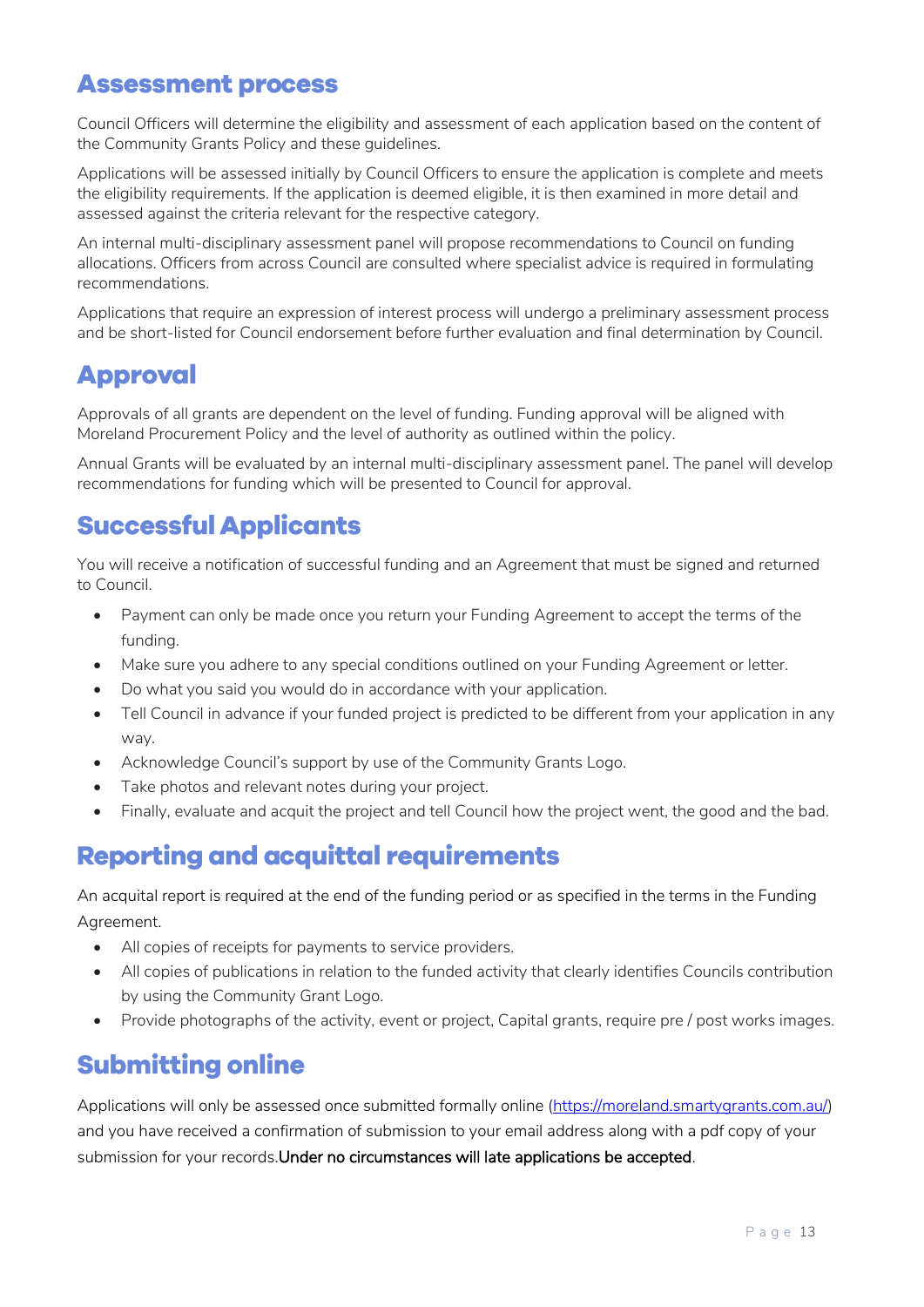## Assessment process

Council Officers will determine the eligibility and assessment of each application based on the content of the Community Grants Policy and these guidelines.

Applications will be assessed initially by Council Officers to ensure the application is complete and meets the eligibility requirements. If the application is deemed eligible, it is then examined in more detail and assessed against the criteria relevant for the respective category.

An internal multi-disciplinary assessment panel will propose recommendations to Council on funding allocations. Officers from across Council are consulted where specialist advice is required in formulating recommendations.

Applications that require an expression of interest process will undergo a preliminary assessment process and be short-listed for Council endorsement before further evaluation and final determination by Council.

## Approval

Approvals of all grants are dependent on the level of funding. Funding approval will be aligned with Moreland Procurement Policy and the level of authority as outlined within the policy.

Annual Grants will be evaluated by an internal multi-disciplinary assessment panel. The panel will develop recommendations for funding which will be presented to Council for approval.

## Successful Applicants

You will receive a notification of successful funding and an Agreement that must be signed and returned to Council.

- Payment can only be made once you return your Funding Agreement to accept the terms of the funding.
- Make sure you adhere to any special conditions outlined on your Funding Agreement or letter.
- Do what you said you would do in accordance with your application.
- Tell Council in advance if your funded project is predicted to be different from your application in any way.
- Acknowledge Council's support by use of the Community Grants Logo.
- Take photos and relevant notes during your project.
- Finally, evaluate and acquit the project and tell Council how the project went, the good and the bad.

## Reporting and acquittal requirements

An acquital report is required at the end of the funding period or as specified in the terms in the Funding Agreement.

- All copies of receipts for payments to service providers.
- All copies of publications in relation to the funded activity that clearly identifies Councils contribution by using the Community Grant Logo.
- Provide photographs of the activity, event or project, Capital grants, require pre / post works images.

## Submitting online

Applications will only be assessed once submitted formally online (https://moreland.smartygrants.com.au/) and you have received a confirmation of submission to your email address along with a pdf copy of your submission for your records.Under no circumstances will late applications be accepted.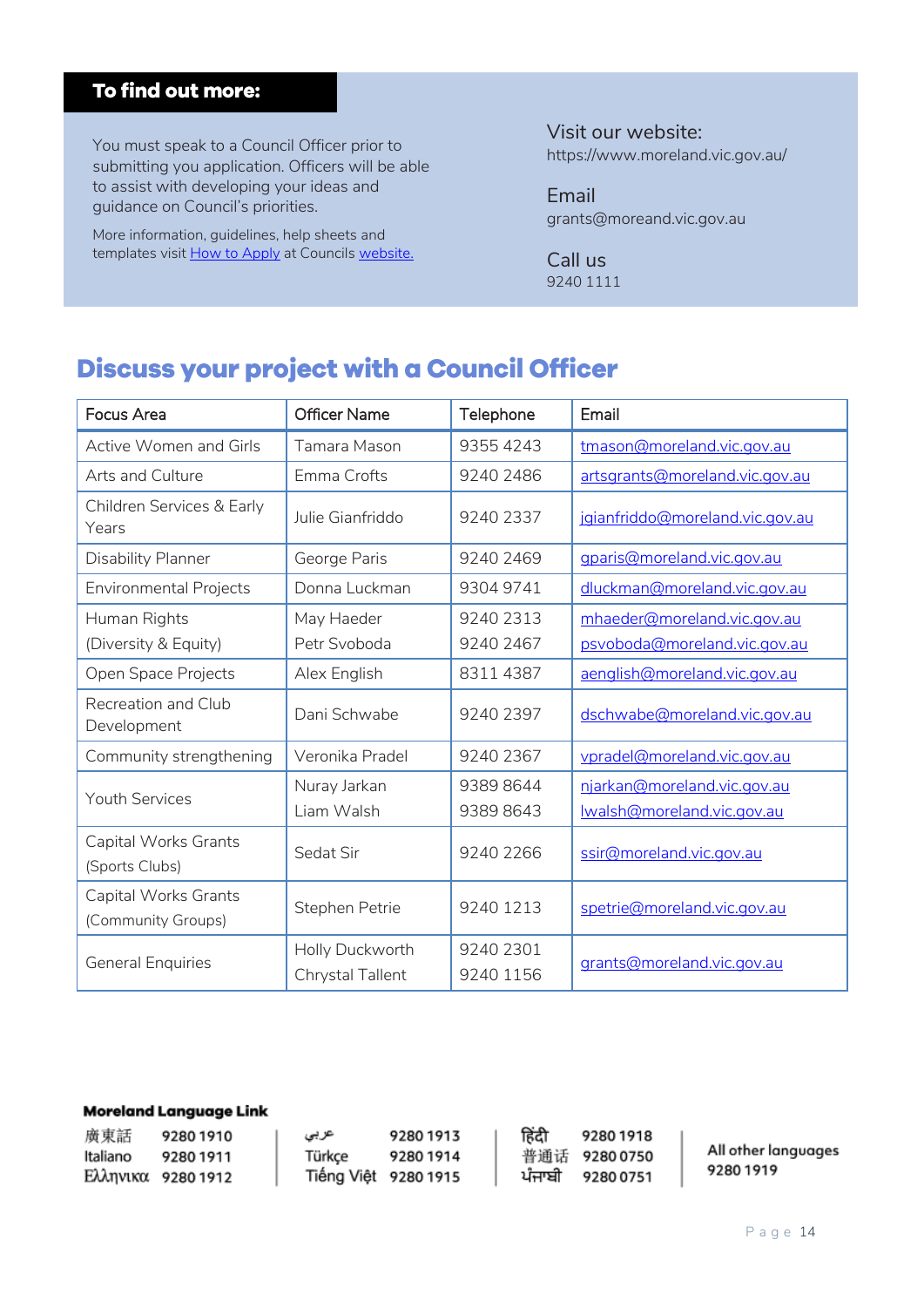## To find out more:

You must speak to a Council Officer prior to submitting you application. Officers will be able to assist with developing your ideas and guidance on Council's priorities.

More information, guidelines, help sheets and templates visit How to Apply at Councils website.

Visit our website:
https://www.moreland.vic.gov.au/

Email
grants@moreand.vic.gov.au

Call us
9240 1111

## Discuss your project with a Council Officer

| Focus Area | Officer Name | Telephone | Email |
|---|---|---|---|
| Active Women and Girls | Tamara Mason | 9355 4243 | tmason@moreland.vic.gov.au |
| Arts and Culture | Emma Crofts | 9240 2486 | artsgrants@moreland.vic.gov.au |
| Children Services & Early Years | Julie Gianfriddo | 9240 2337 | jgianfriddo@moreland.vic.gov.au |
| Disability Planner | George Paris | 9240 2469 | gparis@moreland.vic.gov.au |
| Environmental Projects | Donna Luckman | 9304 9741 | dluckman@moreland.vic.gov.au |
| Human Rights (Diversity & Equity) | May Haeder<br>Petr Svoboda | 9240 2313<br>9240 2467 | mhaeder@moreland.vic.gov.au<br>psvoboda@moreland.vic.gov.au |
| Open Space Projects | Alex English | 8311 4387 | aenglish@moreland.vic.gov.au |
| Recreation and Club Development | Dani Schwabe | 9240 2397 | dschwabe@moreland.vic.gov.au |
| Community strengthening | Veronika Pradel | 9240 2367 | vpradel@moreland.vic.gov.au |
| Youth Services | Nuray Jarkan<br>Liam Walsh | 9389 8644<br>9389 8643 | njarkan@moreland.vic.gov.au<br>lwalsh@moreland.vic.gov.au |
| Capital Works Grants (Sports Clubs) | Sedat Sir | 9240 2266 | ssir@moreland.vic.gov.au |
| Capital Works Grants (Community Groups) | Stephen Petrie | 9240 1213 | spetrie@moreland.vic.gov.au |
| General Enquiries | Holly Duckworth<br>Chrystal Tallent | 9240 2301<br>9240 1156 | grants@moreland.vic.gov.au |

**Moreland Language Link**

廣東話 9280 1910
Italiano 9280 1911
Ελληνικα 9280 1912

عربي 9280 1913
Türkçe 9280 1914
Tiếng Việt 9280 1915

हिंदी 9280 1918
普通话 9280 0750
ਪੰਜਾਬੀ 9280 0751

All other languages
9280 1919